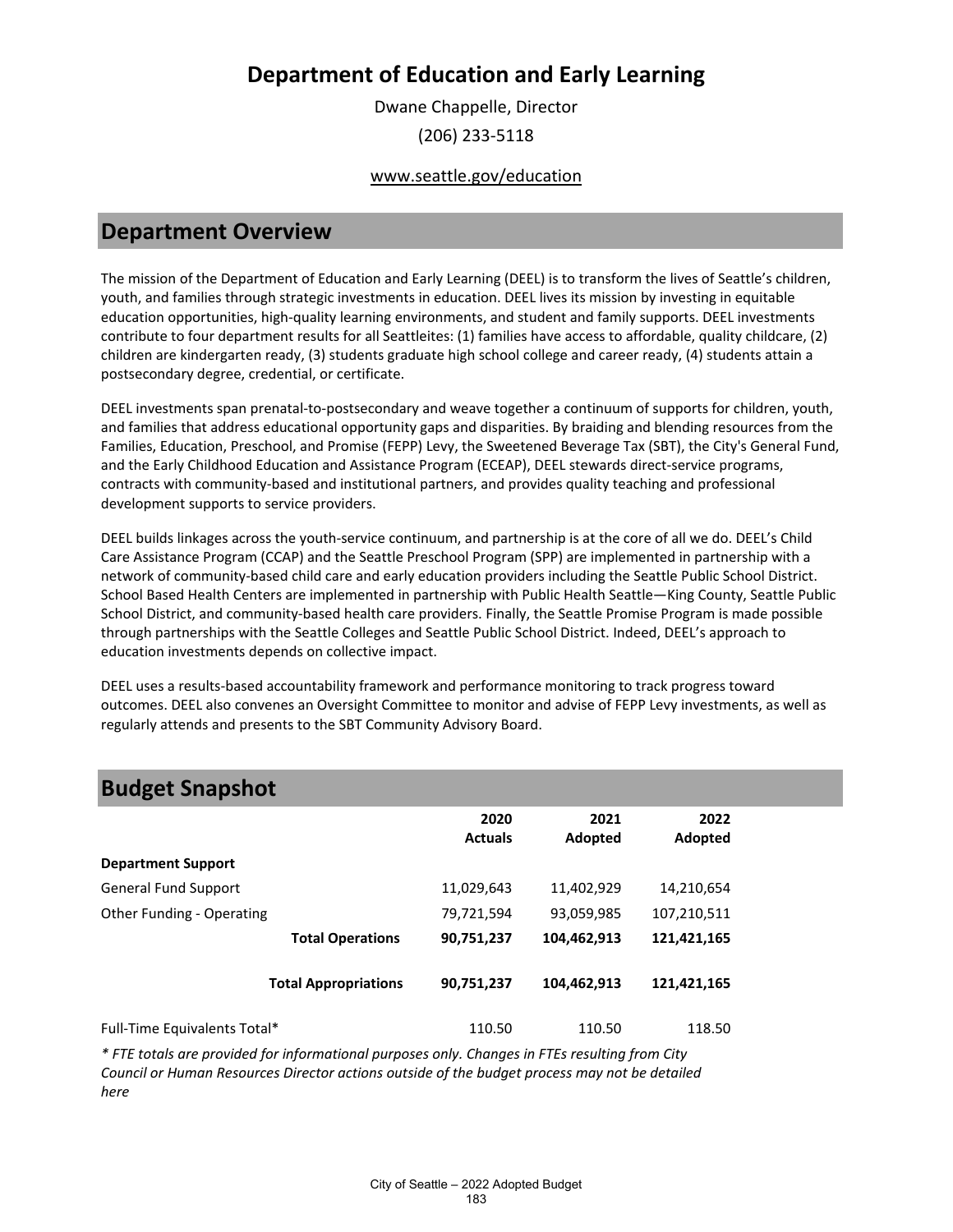# Department of Education and Early Learning

Dwane Chappelle, Director

(206) 233-5118

www.seattle.gov/education

## Department Overview

The mission of the Department of Education and Early Learning (DEEL) is to transform the lives of Seattle's children, youth, and families through strategic investments in education. DEEL lives its mission by investing in equitable education opportunities, high-quality learning environments, and student and family supports. DEEL investments contribute to four department results for all Seattleites: (1) families have access to affordable, quality childcare, (2) children are kindergarten ready, (3) students graduate high school college and career ready, (4) students attain a postsecondary degree, credential, or certificate.

DEEL investments span prenatal-to-postsecondary and weave together a continuum of supports for children, youth, and families that address educational opportunity gaps and disparities. By braiding and blending resources from the Families, Education, Preschool, and Promise (FEPP) Levy, the Sweetened Beverage Tax (SBT), the City's General Fund, and the Early Childhood Education and Assistance Program (ECEAP), DEEL stewards direct-service programs, contracts with community-based and institutional partners, and provides quality teaching and professional development supports to service providers.

DEEL builds linkages across the youth-service continuum, and partnership is at the core of all we do. DEEL's Child Care Assistance Program (CCAP) and the Seattle Preschool Program (SPP) are implemented in partnership with a network of community-based child care and early education providers including the Seattle Public School District. School Based Health Centers are implemented in partnership with Public Health Seattle—King County, Seattle Public School District, and community-based health care providers. Finally, the Seattle Promise Program is made possible through partnerships with the Seattle Colleges and Seattle Public School District. Indeed, DEEL's approach to education investments depends on collective impact.

DEEL uses a results-based accountability framework and performance monitoring to track progress toward outcomes. DEEL also convenes an Oversight Committee to monitor and advise of FEPP Levy investments, as well as regularly attends and presents to the SBT Community Advisory Board.

## Budget Snapshot

| | 2020 Actuals | 2021 Adopted | 2022 Adopted |
|---|---|---|---|
| **Department Support** | | | |
| General Fund Support | 11,029,643 | 11,402,929 | 14,210,654 |
| Other Funding - Operating | 79,721,594 | 93,059,985 | 107,210,511 |
| **Total Operations** | **90,751,237** | **104,462,913** | **121,421,165** |
| **Total Appropriations** | **90,751,237** | **104,462,913** | **121,421,165** |
| Full-Time Equivalents Total* | 110.50 | 110.50 | 118.50 |

*\* FTE totals are provided for informational purposes only. Changes in FTEs resulting from City Council or Human Resources Director actions outside of the budget process may not be detailed here*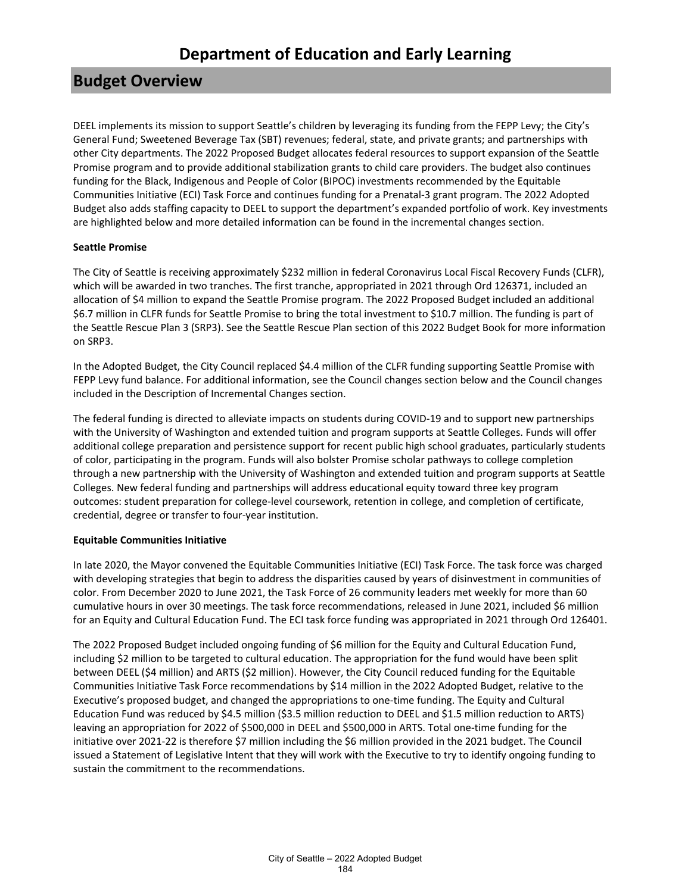# Department of Education and Early Learning

## Budget Overview

DEEL implements its mission to support Seattle's children by leveraging its funding from the FEPP Levy; the City's General Fund; Sweetened Beverage Tax (SBT) revenues; federal, state, and private grants; and partnerships with other City departments. The 2022 Proposed Budget allocates federal resources to support expansion of the Seattle Promise program and to provide additional stabilization grants to child care providers. The budget also continues funding for the Black, Indigenous and People of Color (BIPOC) investments recommended by the Equitable Communities Initiative (ECI) Task Force and continues funding for a Prenatal-3 grant program. The 2022 Adopted Budget also adds staffing capacity to DEEL to support the department's expanded portfolio of work. Key investments are highlighted below and more detailed information can be found in the incremental changes section.

**Seattle Promise**

The City of Seattle is receiving approximately $232 million in federal Coronavirus Local Fiscal Recovery Funds (CLFR), which will be awarded in two tranches. The first tranche, appropriated in 2021 through Ord 126371, included an allocation of $4 million to expand the Seattle Promise program. The 2022 Proposed Budget included an additional $6.7 million in CLFR funds for Seattle Promise to bring the total investment to $10.7 million. The funding is part of the Seattle Rescue Plan 3 (SRP3). See the Seattle Rescue Plan section of this 2022 Budget Book for more information on SRP3.

In the Adopted Budget, the City Council replaced $4.4 million of the CLFR funding supporting Seattle Promise with FEPP Levy fund balance. For additional information, see the Council changes section below and the Council changes included in the Description of Incremental Changes section.

The federal funding is directed to alleviate impacts on students during COVID-19 and to support new partnerships with the University of Washington and extended tuition and program supports at Seattle Colleges. Funds will offer additional college preparation and persistence support for recent public high school graduates, particularly students of color, participating in the program. Funds will also bolster Promise scholar pathways to college completion through a new partnership with the University of Washington and extended tuition and program supports at Seattle Colleges. New federal funding and partnerships will address educational equity toward three key program outcomes: student preparation for college-level coursework, retention in college, and completion of certificate, credential, degree or transfer to four-year institution.

**Equitable Communities Initiative**

In late 2020, the Mayor convened the Equitable Communities Initiative (ECI) Task Force. The task force was charged with developing strategies that begin to address the disparities caused by years of disinvestment in communities of color. From December 2020 to June 2021, the Task Force of 26 community leaders met weekly for more than 60 cumulative hours in over 30 meetings. The task force recommendations, released in June 2021, included $6 million for an Equity and Cultural Education Fund. The ECI task force funding was appropriated in 2021 through Ord 126401.

The 2022 Proposed Budget included ongoing funding of $6 million for the Equity and Cultural Education Fund, including $2 million to be targeted to cultural education. The appropriation for the fund would have been split between DEEL ($4 million) and ARTS ($2 million). However, the City Council reduced funding for the Equitable Communities Initiative Task Force recommendations by $14 million in the 2022 Adopted Budget, relative to the Executive's proposed budget, and changed the appropriations to one-time funding. The Equity and Cultural Education Fund was reduced by $4.5 million ($3.5 million reduction to DEEL and $1.5 million reduction to ARTS) leaving an appropriation for 2022 of $500,000 in DEEL and $500,000 in ARTS. Total one-time funding for the initiative over 2021-22 is therefore $7 million including the $6 million provided in the 2021 budget. The Council issued a Statement of Legislative Intent that they will work with the Executive to try to identify ongoing funding to sustain the commitment to the recommendations.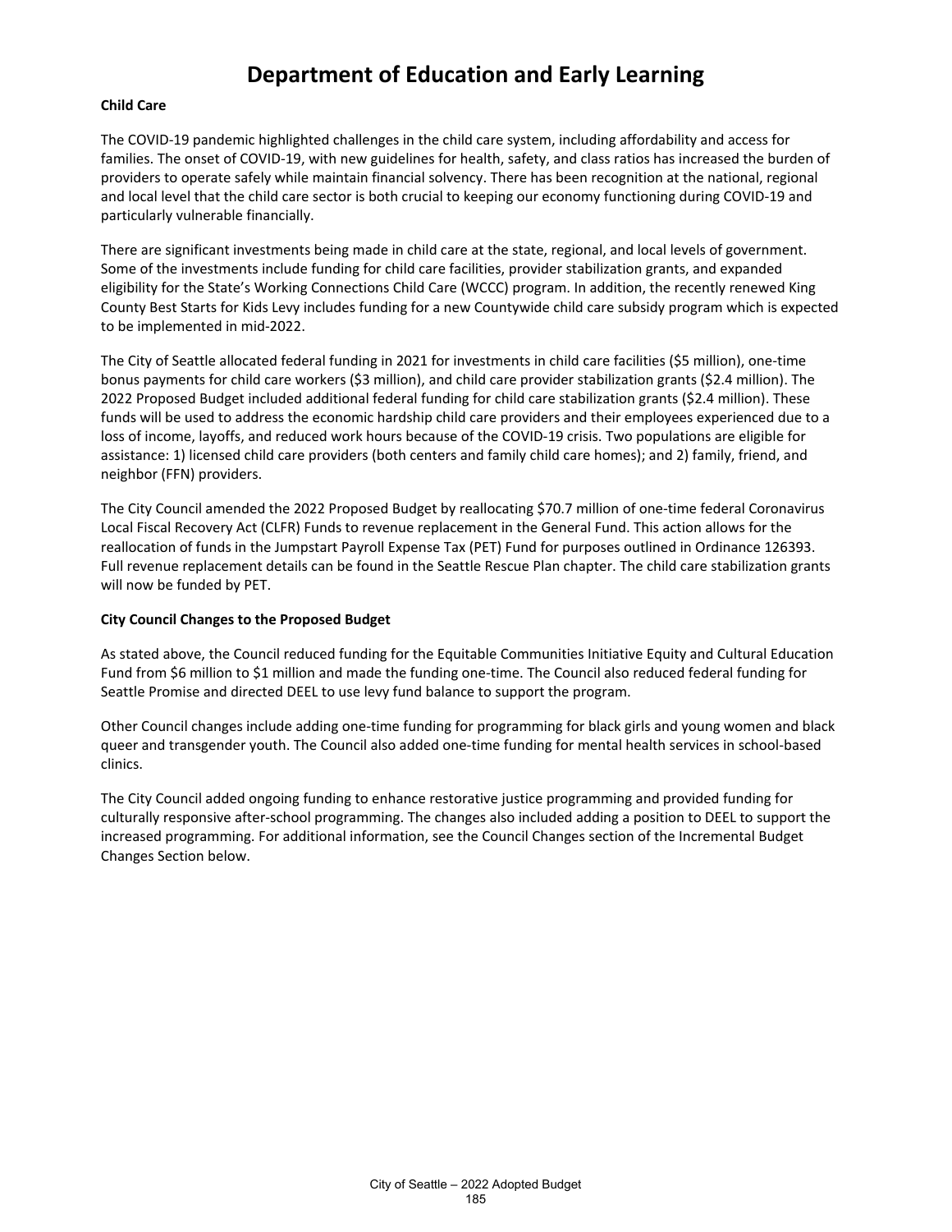# Department of Education and Early Learning

**Child Care**

The COVID-19 pandemic highlighted challenges in the child care system, including affordability and access for families. The onset of COVID-19, with new guidelines for health, safety, and class ratios has increased the burden of providers to operate safely while maintain financial solvency. There has been recognition at the national, regional and local level that the child care sector is both crucial to keeping our economy functioning during COVID-19 and particularly vulnerable financially.

There are significant investments being made in child care at the state, regional, and local levels of government. Some of the investments include funding for child care facilities, provider stabilization grants, and expanded eligibility for the State's Working Connections Child Care (WCCC) program. In addition, the recently renewed King County Best Starts for Kids Levy includes funding for a new Countywide child care subsidy program which is expected to be implemented in mid-2022.

The City of Seattle allocated federal funding in 2021 for investments in child care facilities ($5 million), one-time bonus payments for child care workers ($3 million), and child care provider stabilization grants ($2.4 million). The 2022 Proposed Budget included additional federal funding for child care stabilization grants ($2.4 million). These funds will be used to address the economic hardship child care providers and their employees experienced due to a loss of income, layoffs, and reduced work hours because of the COVID-19 crisis. Two populations are eligible for assistance: 1) licensed child care providers (both centers and family child care homes); and 2) family, friend, and neighbor (FFN) providers.

The City Council amended the 2022 Proposed Budget by reallocating $70.7 million of one-time federal Coronavirus Local Fiscal Recovery Act (CLFR) Funds to revenue replacement in the General Fund. This action allows for the reallocation of funds in the Jumpstart Payroll Expense Tax (PET) Fund for purposes outlined in Ordinance 126393. Full revenue replacement details can be found in the Seattle Rescue Plan chapter. The child care stabilization grants will now be funded by PET.

**City Council Changes to the Proposed Budget**

As stated above, the Council reduced funding for the Equitable Communities Initiative Equity and Cultural Education Fund from $6 million to $1 million and made the funding one-time. The Council also reduced federal funding for Seattle Promise and directed DEEL to use levy fund balance to support the program.

Other Council changes include adding one-time funding for programming for black girls and young women and black queer and transgender youth. The Council also added one-time funding for mental health services in school-based clinics.

The City Council added ongoing funding to enhance restorative justice programming and provided funding for culturally responsive after-school programming. The changes also included adding a position to DEEL to support the increased programming. For additional information, see the Council Changes section of the Incremental Budget Changes Section below.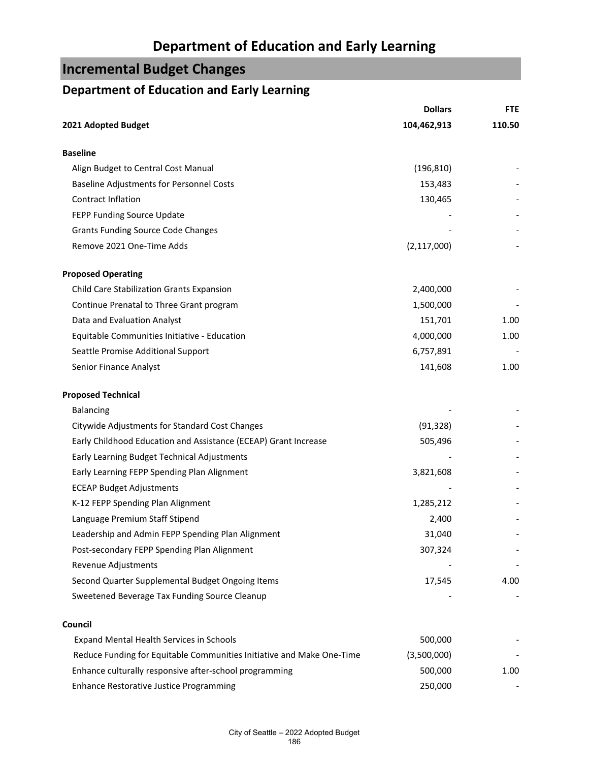# Department of Education and Early Learning

## Incremental Budget Changes

### Department of Education and Early Learning

| | Dollars | FTE |
|---|---|---|
| **2021 Adopted Budget** | **104,462,913** | **110.50** |
| | | |
| **Baseline** | | |
| Align Budget to Central Cost Manual | (196,810) | - |
| Baseline Adjustments for Personnel Costs | 153,483 | - |
| Contract Inflation | 130,465 | - |
| FEPP Funding Source Update | - | - |
| Grants Funding Source Code Changes | - | - |
| Remove 2021 One-Time Adds | (2,117,000) | - |
| | | |
| **Proposed Operating** | | |
| Child Care Stabilization Grants Expansion | 2,400,000 | - |
| Continue Prenatal to Three Grant program | 1,500,000 | - |
| Data and Evaluation Analyst | 151,701 | 1.00 |
| Equitable Communities Initiative - Education | 4,000,000 | 1.00 |
| Seattle Promise Additional Support | 6,757,891 | - |
| Senior Finance Analyst | 141,608 | 1.00 |
| | | |
| **Proposed Technical** | | |
| Balancing | - | - |
| Citywide Adjustments for Standard Cost Changes | (91,328) | - |
| Early Childhood Education and Assistance (ECEAP) Grant Increase | 505,496 | - |
| Early Learning Budget Technical Adjustments | - | - |
| Early Learning FEPP Spending Plan Alignment | 3,821,608 | - |
| ECEAP Budget Adjustments | - | - |
| K-12 FEPP Spending Plan Alignment | 1,285,212 | - |
| Language Premium Staff Stipend | 2,400 | - |
| Leadership and Admin FEPP Spending Plan Alignment | 31,040 | - |
| Post-secondary FEPP Spending Plan Alignment | 307,324 | - |
| Revenue Adjustments | - | - |
| Second Quarter Supplemental Budget Ongoing Items | 17,545 | 4.00 |
| Sweetened Beverage Tax Funding Source Cleanup | - | - |
| | | |
| **Council** | | |
| Expand Mental Health Services in Schools | 500,000 | - |
| Reduce Funding for Equitable Communities Initiative and Make One-Time | (3,500,000) | - |
| Enhance culturally responsive after-school programming | 500,000 | 1.00 |
| Enhance Restorative Justice Programming | 250,000 | - |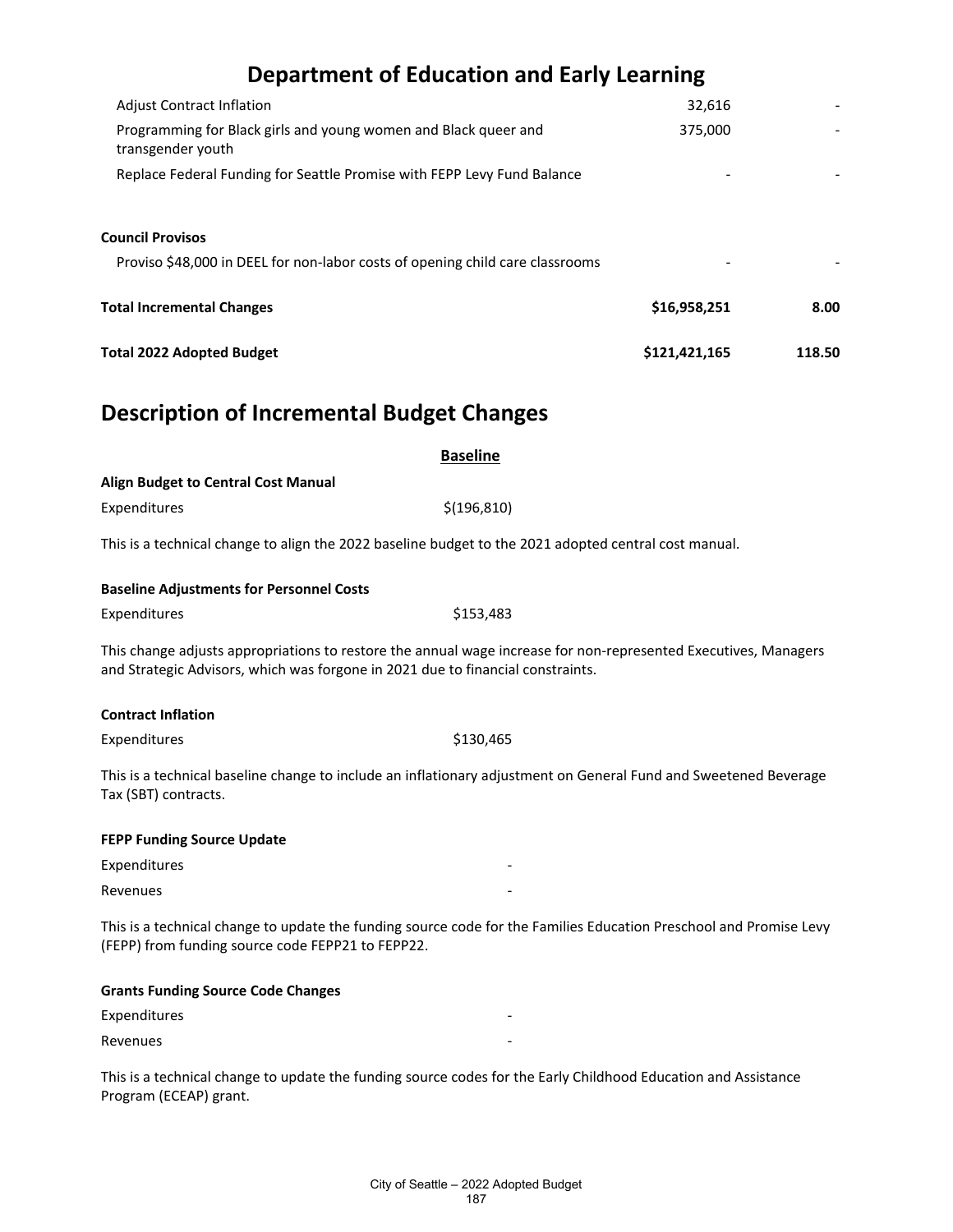# Department of Education and Early Learning

| | | |
|---|---|---|
| Adjust Contract Inflation | 32,616 | - |
| Programming for Black girls and young women and Black queer and transgender youth | 375,000 | - |
| Replace Federal Funding for Seattle Promise with FEPP Levy Fund Balance | - | - |
| **Council Provisos** | | |
| Proviso $48,000 in DEEL for non-labor costs of opening child care classrooms | - | - |
| **Total Incremental Changes** | **$16,958,251** | **8.00** |
| **Total 2022 Adopted Budget** | **$121,421,165** | **118.50** |

## Description of Incremental Budget Changes

**Baseline**

**Align Budget to Central Cost Manual**

| | |
|---|---|
| Expenditures | $(196,810) |

This is a technical change to align the 2022 baseline budget to the 2021 adopted central cost manual.

**Baseline Adjustments for Personnel Costs**

| | |
|---|---|
| Expenditures | $153,483 |

This change adjusts appropriations to restore the annual wage increase for non-represented Executives, Managers and Strategic Advisors, which was forgone in 2021 due to financial constraints.

**Contract Inflation**

| | |
|---|---|
| Expenditures | $130,465 |

This is a technical baseline change to include an inflationary adjustment on General Fund and Sweetened Beverage Tax (SBT) contracts.

**FEPP Funding Source Update**

| | |
|---|---|
| Expenditures | - |
| Revenues | - |

This is a technical change to update the funding source code for the Families Education Preschool and Promise Levy (FEPP) from funding source code FEPP21 to FEPP22.

**Grants Funding Source Code Changes**

| | |
|---|---|
| Expenditures | - |
| Revenues | - |

This is a technical change to update the funding source codes for the Early Childhood Education and Assistance Program (ECEAP) grant.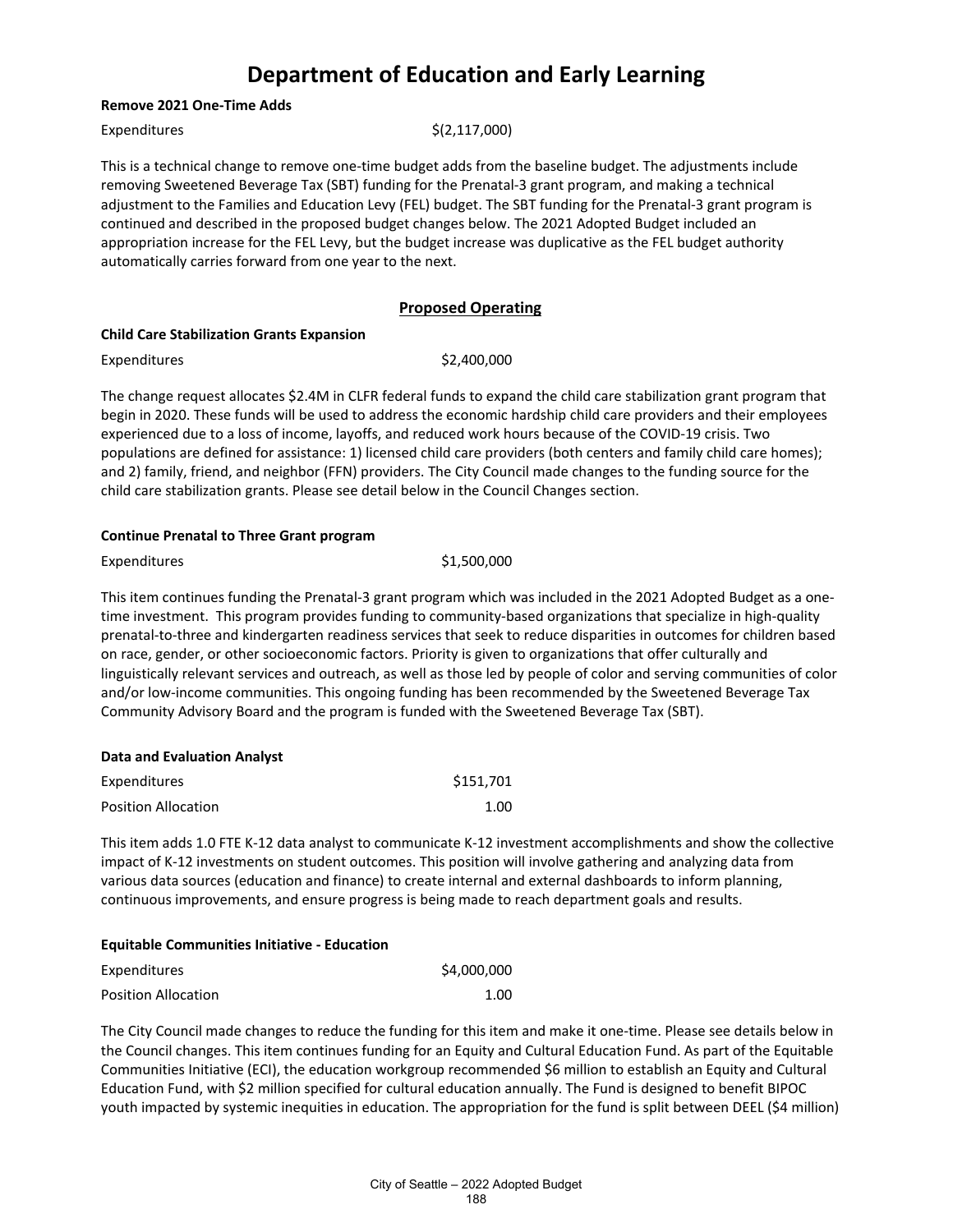# Department of Education and Early Learning

**Remove 2021 One-Time Adds**

| | |
|---|---|
| Expenditures | $(2,117,000) |

This is a technical change to remove one-time budget adds from the baseline budget. The adjustments include removing Sweetened Beverage Tax (SBT) funding for the Prenatal-3 grant program, and making a technical adjustment to the Families and Education Levy (FEL) budget. The SBT funding for the Prenatal-3 grant program is continued and described in the proposed budget changes below. The 2021 Adopted Budget included an appropriation increase for the FEL Levy, but the budget increase was duplicative as the FEL budget authority automatically carries forward from one year to the next.

## Proposed Operating

**Child Care Stabilization Grants Expansion**

| | |
|---|---|
| Expenditures | $2,400,000 |

The change request allocates $2.4M in CLFR federal funds to expand the child care stabilization grant program that begin in 2020. These funds will be used to address the economic hardship child care providers and their employees experienced due to a loss of income, layoffs, and reduced work hours because of the COVID-19 crisis. Two populations are defined for assistance: 1) licensed child care providers (both centers and family child care homes); and 2) family, friend, and neighbor (FFN) providers. The City Council made changes to the funding source for the child care stabilization grants. Please see detail below in the Council Changes section.

**Continue Prenatal to Three Grant program**

| | |
|---|---|
| Expenditures | $1,500,000 |

This item continues funding the Prenatal-3 grant program which was included in the 2021 Adopted Budget as a one-time investment. This program provides funding to community-based organizations that specialize in high-quality prenatal-to-three and kindergarten readiness services that seek to reduce disparities in outcomes for children based on race, gender, or other socioeconomic factors. Priority is given to organizations that offer culturally and linguistically relevant services and outreach, as well as those led by people of color and serving communities of color and/or low-income communities. This ongoing funding has been recommended by the Sweetened Beverage Tax Community Advisory Board and the program is funded with the Sweetened Beverage Tax (SBT).

**Data and Evaluation Analyst**

| | |
|---|---|
| Expenditures | $151,701 |
| Position Allocation | 1.00 |

This item adds 1.0 FTE K-12 data analyst to communicate K-12 investment accomplishments and show the collective impact of K-12 investments on student outcomes. This position will involve gathering and analyzing data from various data sources (education and finance) to create internal and external dashboards to inform planning, continuous improvements, and ensure progress is being made to reach department goals and results.

**Equitable Communities Initiative - Education**

| | |
|---|---|
| Expenditures | $4,000,000 |
| Position Allocation | 1.00 |

The City Council made changes to reduce the funding for this item and make it one-time. Please see details below in the Council changes. This item continues funding for an Equity and Cultural Education Fund. As part of the Equitable Communities Initiative (ECI), the education workgroup recommended $6 million to establish an Equity and Cultural Education Fund, with $2 million specified for cultural education annually. The Fund is designed to benefit BIPOC youth impacted by systemic inequities in education. The appropriation for the fund is split between DEEL ($4 million)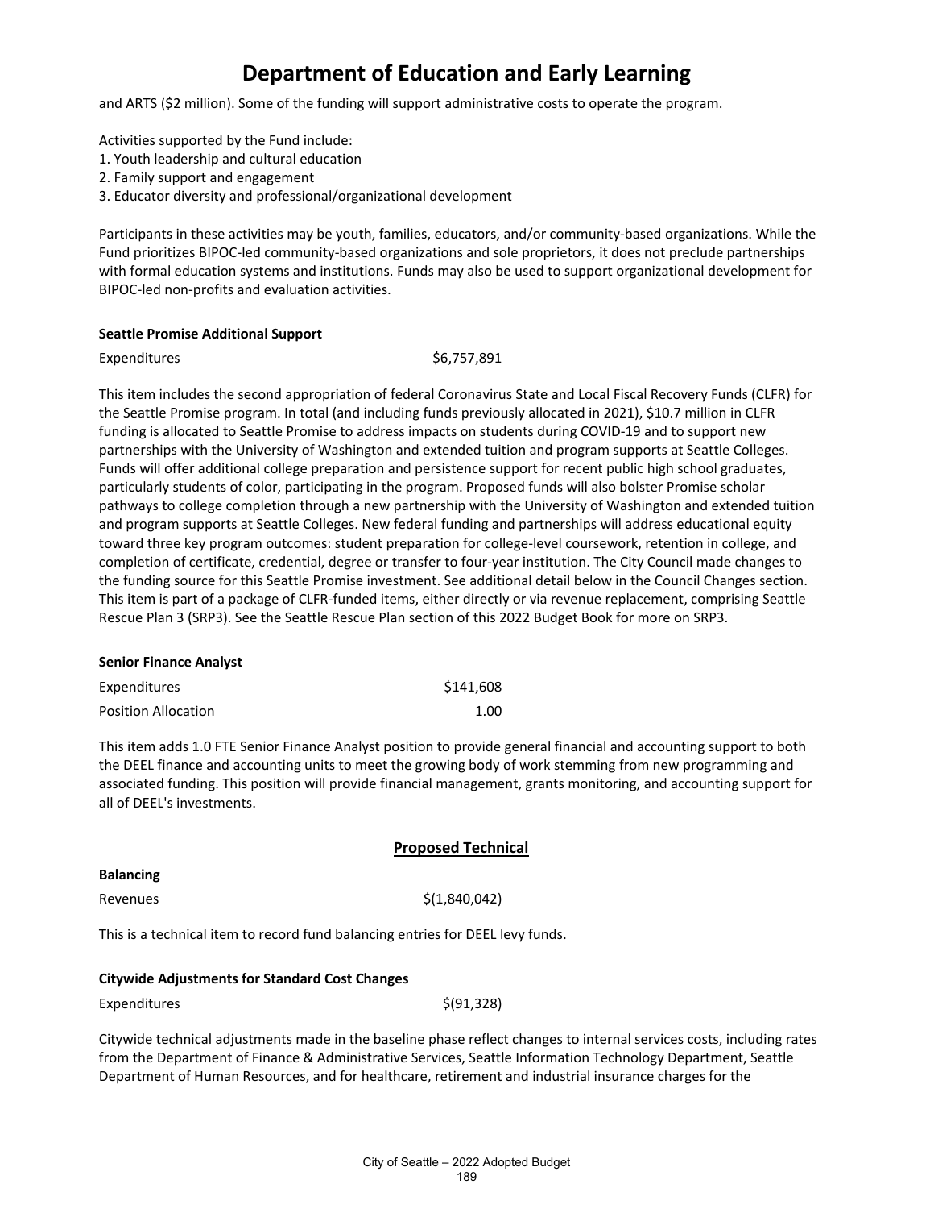# Department of Education and Early Learning

and ARTS ($2 million). Some of the funding will support administrative costs to operate the program.

Activities supported by the Fund include:
1. Youth leadership and cultural education
2. Family support and engagement
3. Educator diversity and professional/organizational development

Participants in these activities may be youth, families, educators, and/or community-based organizations. While the Fund prioritizes BIPOC-led community-based organizations and sole proprietors, it does not preclude partnerships with formal education systems and institutions. Funds may also be used to support organizational development for BIPOC-led non-profits and evaluation activities.

**Seattle Promise Additional Support**

| | |
|---|---|
| Expenditures | $6,757,891 |

This item includes the second appropriation of federal Coronavirus State and Local Fiscal Recovery Funds (CLFR) for the Seattle Promise program. In total (and including funds previously allocated in 2021), $10.7 million in CLFR funding is allocated to Seattle Promise to address impacts on students during COVID-19 and to support new partnerships with the University of Washington and extended tuition and program supports at Seattle Colleges. Funds will offer additional college preparation and persistence support for recent public high school graduates, particularly students of color, participating in the program. Proposed funds will also bolster Promise scholar pathways to college completion through a new partnership with the University of Washington and extended tuition and program supports at Seattle Colleges. New federal funding and partnerships will address educational equity toward three key program outcomes: student preparation for college-level coursework, retention in college, and completion of certificate, credential, degree or transfer to four-year institution. The City Council made changes to the funding source for this Seattle Promise investment. See additional detail below in the Council Changes section. This item is part of a package of CLFR-funded items, either directly or via revenue replacement, comprising Seattle Rescue Plan 3 (SRP3). See the Seattle Rescue Plan section of this 2022 Budget Book for more on SRP3.

**Senior Finance Analyst**

| | |
|---|---|
| Expenditures | $141,608 |
| Position Allocation | 1.00 |

This item adds 1.0 FTE Senior Finance Analyst position to provide general financial and accounting support to both the DEEL finance and accounting units to meet the growing body of work stemming from new programming and associated funding. This position will provide financial management, grants monitoring, and accounting support for all of DEEL's investments.

## Proposed Technical

**Balancing**

| | |
|---|---|
| Revenues | $(1,840,042) |

This is a technical item to record fund balancing entries for DEEL levy funds.

**Citywide Adjustments for Standard Cost Changes**

| | |
|---|---|
| Expenditures | $(91,328) |

Citywide technical adjustments made in the baseline phase reflect changes to internal services costs, including rates from the Department of Finance & Administrative Services, Seattle Information Technology Department, Seattle Department of Human Resources, and for healthcare, retirement and industrial insurance charges for the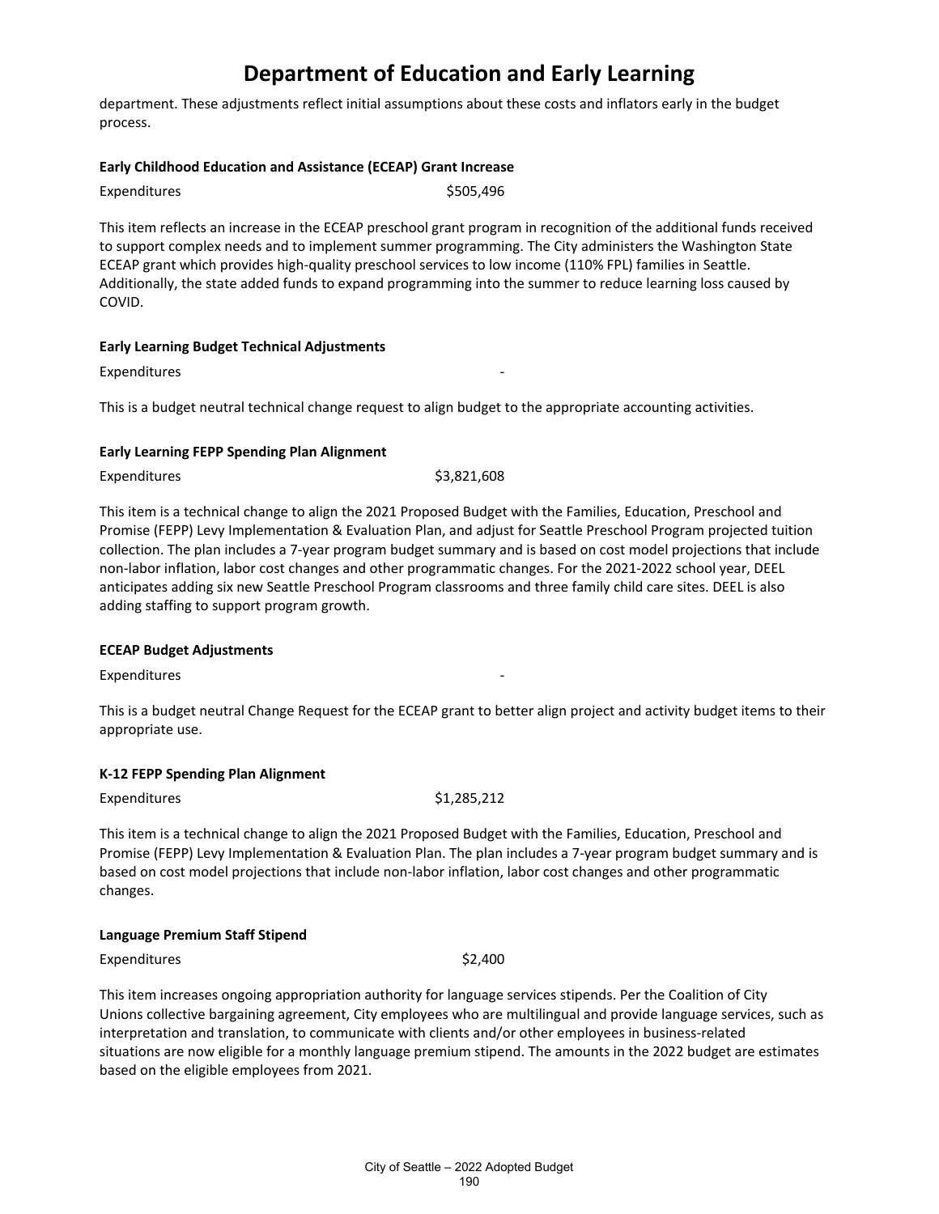department. These adjustments reflect initial assumptions about these costs and inflators early in the budget process.

**Early Childhood Education and Assistance (ECEAP) Grant Increase**

Expenditures $505,496

This item reflects an increase in the ECEAP preschool grant program in recognition of the additional funds received to support complex needs and to implement summer programming. The City administers the Washington State ECEAP grant which provides high-quality preschool services to low income (110% FPL) families in Seattle. Additionally, the state added funds to expand programming into the summer to reduce learning loss caused by COVID.

**Early Learning Budget Technical Adjustments**

Expenditures -

This is a budget neutral technical change request to align budget to the appropriate accounting activities.

**Early Learning FEPP Spending Plan Alignment**

Expenditures $3,821,608

This item is a technical change to align the 2021 Proposed Budget with the Families, Education, Preschool and Promise (FEPP) Levy Implementation & Evaluation Plan, and adjust for Seattle Preschool Program projected tuition collection. The plan includes a 7-year program budget summary and is based on cost model projections that include non-labor inflation, labor cost changes and other programmatic changes. For the 2021-2022 school year, DEEL anticipates adding six new Seattle Preschool Program classrooms and three family child care sites. DEEL is also adding staffing to support program growth.

**ECEAP Budget Adjustments**

Expenditures -

This is a budget neutral Change Request for the ECEAP grant to better align project and activity budget items to their appropriate use.

**K-12 FEPP Spending Plan Alignment**

Expenditures $1,285,212

This item is a technical change to align the 2021 Proposed Budget with the Families, Education, Preschool and Promise (FEPP) Levy Implementation & Evaluation Plan. The plan includes a 7-year program budget summary and is based on cost model projections that include non-labor inflation, labor cost changes and other programmatic changes.

**Language Premium Staff Stipend**

Expenditures $2,400

This item increases ongoing appropriation authority for language services stipends. Per the Coalition of City Unions collective bargaining agreement, City employees who are multilingual and provide language services, such as interpretation and translation, to communicate with clients and/or other employees in business-related situations are now eligible for a monthly language premium stipend. The amounts in the 2022 budget are estimates based on the eligible employees from 2021.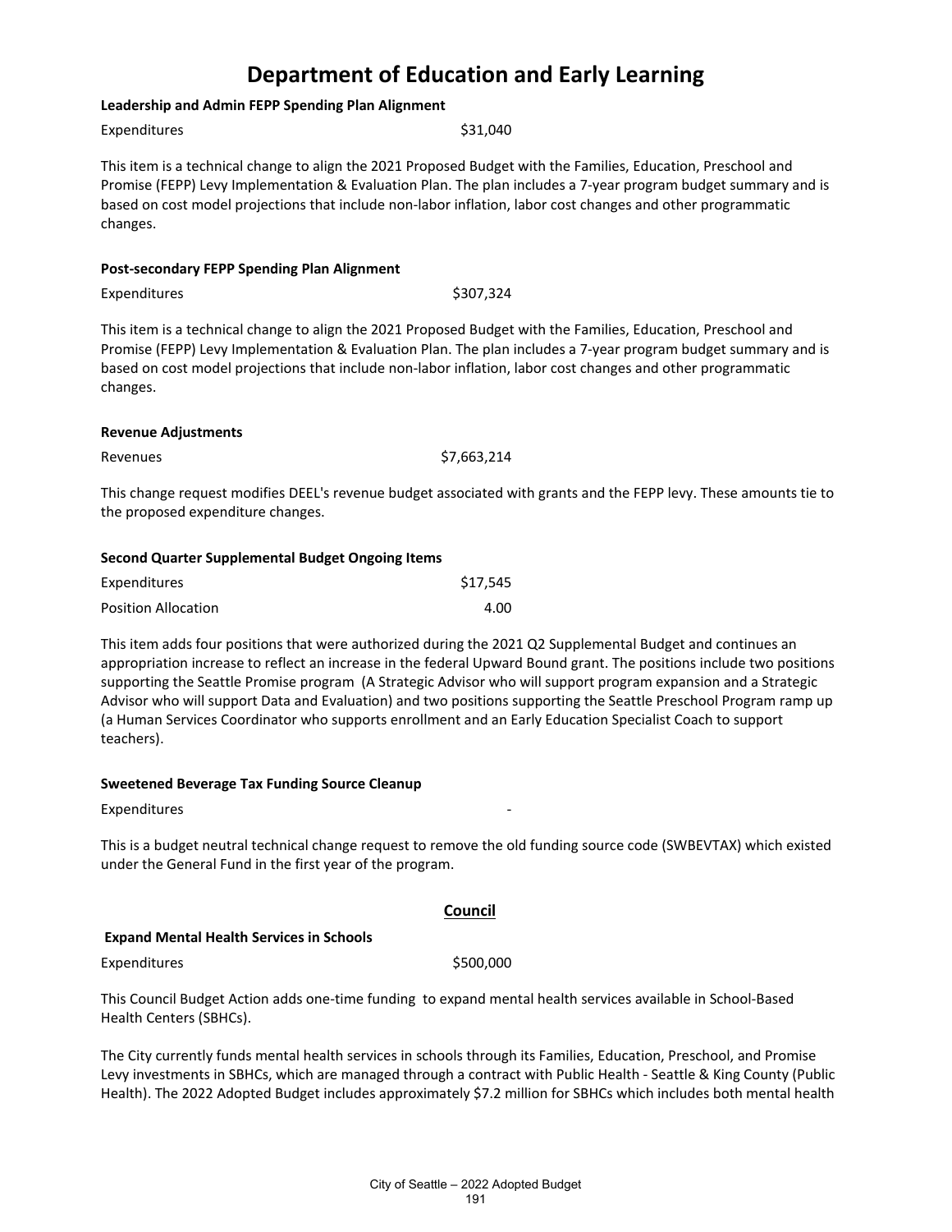# Department of Education and Early Learning

**Leadership and Admin FEPP Spending Plan Alignment**

| | |
|---|---|
| Expenditures | $31,040 |

This item is a technical change to align the 2021 Proposed Budget with the Families, Education, Preschool and Promise (FEPP) Levy Implementation & Evaluation Plan. The plan includes a 7-year program budget summary and is based on cost model projections that include non-labor inflation, labor cost changes and other programmatic changes.

**Post-secondary FEPP Spending Plan Alignment**

| | |
|---|---|
| Expenditures | $307,324 |

This item is a technical change to align the 2021 Proposed Budget with the Families, Education, Preschool and Promise (FEPP) Levy Implementation & Evaluation Plan. The plan includes a 7-year program budget summary and is based on cost model projections that include non-labor inflation, labor cost changes and other programmatic changes.

**Revenue Adjustments**

| | |
|---|---|
| Revenues | $7,663,214 |

This change request modifies DEEL's revenue budget associated with grants and the FEPP levy. These amounts tie to the proposed expenditure changes.

**Second Quarter Supplemental Budget Ongoing Items**

| | |
|---|---|
| Expenditures | $17,545 |
| Position Allocation | 4.00 |

This item adds four positions that were authorized during the 2021 Q2 Supplemental Budget and continues an appropriation increase to reflect an increase in the federal Upward Bound grant. The positions include two positions supporting the Seattle Promise program (A Strategic Advisor who will support program expansion and a Strategic Advisor who will support Data and Evaluation) and two positions supporting the Seattle Preschool Program ramp up (a Human Services Coordinator who supports enrollment and an Early Education Specialist Coach to support teachers).

**Sweetened Beverage Tax Funding Source Cleanup**

| | |
|---|---|
| Expenditures | - |

This is a budget neutral technical change request to remove the old funding source code (SWBEVTAX) which existed under the General Fund in the first year of the program.

## Council

**Expand Mental Health Services in Schools**

| | |
|---|---|
| Expenditures | $500,000 |

This Council Budget Action adds one-time funding to expand mental health services available in School-Based Health Centers (SBHCs).

The City currently funds mental health services in schools through its Families, Education, Preschool, and Promise Levy investments in SBHCs, which are managed through a contract with Public Health - Seattle & King County (Public Health). The 2022 Adopted Budget includes approximately $7.2 million for SBHCs which includes both mental health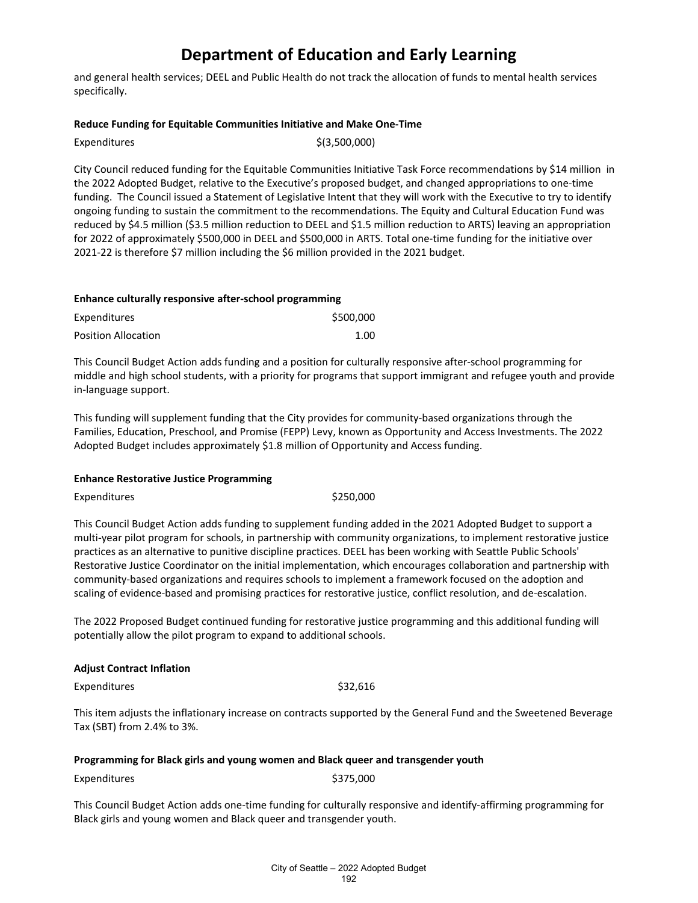and general health services; DEEL and Public Health do not track the allocation of funds to mental health services specifically.

**Reduce Funding for Equitable Communities Initiative and Make One-Time**

| | |
|---|---|
| Expenditures | $(3,500,000) |

City Council reduced funding for the Equitable Communities Initiative Task Force recommendations by $14 million in the 2022 Adopted Budget, relative to the Executive's proposed budget, and changed appropriations to one-time funding. The Council issued a Statement of Legislative Intent that they will work with the Executive to try to identify ongoing funding to sustain the commitment to the recommendations. The Equity and Cultural Education Fund was reduced by $4.5 million ($3.5 million reduction to DEEL and $1.5 million reduction to ARTS) leaving an appropriation for 2022 of approximately $500,000 in DEEL and $500,000 in ARTS. Total one-time funding for the initiative over 2021-22 is therefore $7 million including the $6 million provided in the 2021 budget.

**Enhance culturally responsive after-school programming**

| | |
|---|---|
| Expenditures | $500,000 |
| Position Allocation | 1.00 |

This Council Budget Action adds funding and a position for culturally responsive after-school programming for middle and high school students, with a priority for programs that support immigrant and refugee youth and provide in-language support.

This funding will supplement funding that the City provides for community-based organizations through the Families, Education, Preschool, and Promise (FEPP) Levy, known as Opportunity and Access Investments. The 2022 Adopted Budget includes approximately $1.8 million of Opportunity and Access funding.

**Enhance Restorative Justice Programming**

| | |
|---|---|
| Expenditures | $250,000 |

This Council Budget Action adds funding to supplement funding added in the 2021 Adopted Budget to support a multi-year pilot program for schools, in partnership with community organizations, to implement restorative justice practices as an alternative to punitive discipline practices. DEEL has been working with Seattle Public Schools' Restorative Justice Coordinator on the initial implementation, which encourages collaboration and partnership with community-based organizations and requires schools to implement a framework focused on the adoption and scaling of evidence-based and promising practices for restorative justice, conflict resolution, and de-escalation.

The 2022 Proposed Budget continued funding for restorative justice programming and this additional funding will potentially allow the pilot program to expand to additional schools.

**Adjust Contract Inflation**

| | |
|---|---|
| Expenditures | $32,616 |

This item adjusts the inflationary increase on contracts supported by the General Fund and the Sweetened Beverage Tax (SBT) from 2.4% to 3%.

**Programming for Black girls and young women and Black queer and transgender youth**

| | |
|---|---|
| Expenditures | $375,000 |

This Council Budget Action adds one-time funding for culturally responsive and identify-affirming programming for Black girls and young women and Black queer and transgender youth.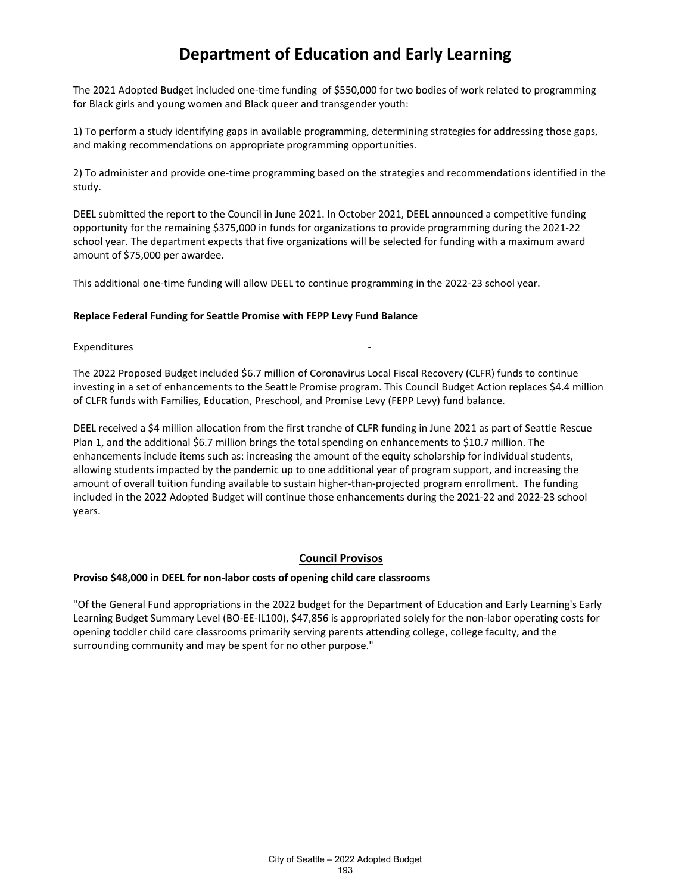# Department of Education and Early Learning

The 2021 Adopted Budget included one-time funding of $550,000 for two bodies of work related to programming for Black girls and young women and Black queer and transgender youth:

1) To perform a study identifying gaps in available programming, determining strategies for addressing those gaps, and making recommendations on appropriate programming opportunities.

2) To administer and provide one-time programming based on the strategies and recommendations identified in the study.

DEEL submitted the report to the Council in June 2021. In October 2021, DEEL announced a competitive funding opportunity for the remaining $375,000 in funds for organizations to provide programming during the 2021-22 school year. The department expects that five organizations will be selected for funding with a maximum award amount of $75,000 per awardee.

This additional one-time funding will allow DEEL to continue programming in the 2022-23 school year.

**Replace Federal Funding for Seattle Promise with FEPP Levy Fund Balance**

| Expenditures | - |
|---|---|

The 2022 Proposed Budget included $6.7 million of Coronavirus Local Fiscal Recovery (CLFR) funds to continue investing in a set of enhancements to the Seattle Promise program. This Council Budget Action replaces $4.4 million of CLFR funds with Families, Education, Preschool, and Promise Levy (FEPP Levy) fund balance.

DEEL received a $4 million allocation from the first tranche of CLFR funding in June 2021 as part of Seattle Rescue Plan 1, and the additional $6.7 million brings the total spending on enhancements to $10.7 million. The enhancements include items such as: increasing the amount of the equity scholarship for individual students, allowing students impacted by the pandemic up to one additional year of program support, and increasing the amount of overall tuition funding available to sustain higher-than-projected program enrollment. The funding included in the 2022 Adopted Budget will continue those enhancements during the 2021-22 and 2022-23 school years.

## Council Provisos

**Proviso $48,000 in DEEL for non-labor costs of opening child care classrooms**

"Of the General Fund appropriations in the 2022 budget for the Department of Education and Early Learning's Early Learning Budget Summary Level (BO-EE-IL100), $47,856 is appropriated solely for the non-labor operating costs for opening toddler child care classrooms primarily serving parents attending college, college faculty, and the surrounding community and may be spent for no other purpose."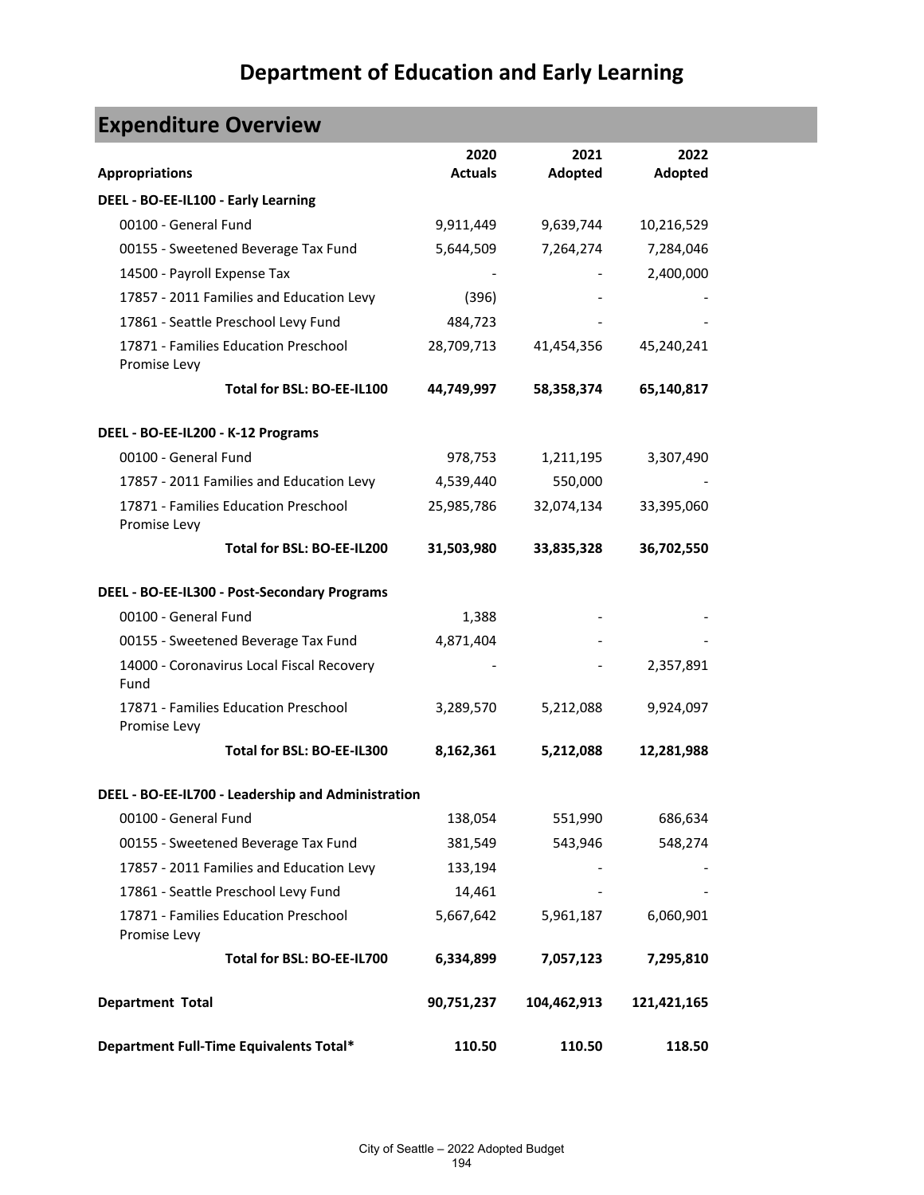# Department of Education and Early Learning

## Expenditure Overview

| Appropriations | 2020 Actuals | 2021 Adopted | 2022 Adopted |
|---|---|---|---|
| **DEEL - BO-EE-IL100 - Early Learning** | | | |
| 00100 - General Fund | 9,911,449 | 9,639,744 | 10,216,529 |
| 00155 - Sweetened Beverage Tax Fund | 5,644,509 | 7,264,274 | 7,284,046 |
| 14500 - Payroll Expense Tax | - | - | 2,400,000 |
| 17857 - 2011 Families and Education Levy | (396) | - | - |
| 17861 - Seattle Preschool Levy Fund | 484,723 | - | - |
| 17871 - Families Education Preschool Promise Levy | 28,709,713 | 41,454,356 | 45,240,241 |
| **Total for BSL: BO-EE-IL100** | **44,749,997** | **58,358,374** | **65,140,817** |
| **DEEL - BO-EE-IL200 - K-12 Programs** | | | |
| 00100 - General Fund | 978,753 | 1,211,195 | 3,307,490 |
| 17857 - 2011 Families and Education Levy | 4,539,440 | 550,000 | - |
| 17871 - Families Education Preschool Promise Levy | 25,985,786 | 32,074,134 | 33,395,060 |
| **Total for BSL: BO-EE-IL200** | **31,503,980** | **33,835,328** | **36,702,550** |
| **DEEL - BO-EE-IL300 - Post-Secondary Programs** | | | |
| 00100 - General Fund | 1,388 | - | - |
| 00155 - Sweetened Beverage Tax Fund | 4,871,404 | - | - |
| 14000 - Coronavirus Local Fiscal Recovery Fund | - | - | 2,357,891 |
| 17871 - Families Education Preschool Promise Levy | 3,289,570 | 5,212,088 | 9,924,097 |
| **Total for BSL: BO-EE-IL300** | **8,162,361** | **5,212,088** | **12,281,988** |
| **DEEL - BO-EE-IL700 - Leadership and Administration** | | | |
| 00100 - General Fund | 138,054 | 551,990 | 686,634 |
| 00155 - Sweetened Beverage Tax Fund | 381,549 | 543,946 | 548,274 |
| 17857 - 2011 Families and Education Levy | 133,194 | - | - |
| 17861 - Seattle Preschool Levy Fund | 14,461 | - | - |
| 17871 - Families Education Preschool Promise Levy | 5,667,642 | 5,961,187 | 6,060,901 |
| **Total for BSL: BO-EE-IL700** | **6,334,899** | **7,057,123** | **7,295,810** |
| **Department Total** | **90,751,237** | **104,462,913** | **121,421,165** |
| **Department Full-Time Equivalents Total*** | **110.50** | **110.50** | **118.50** |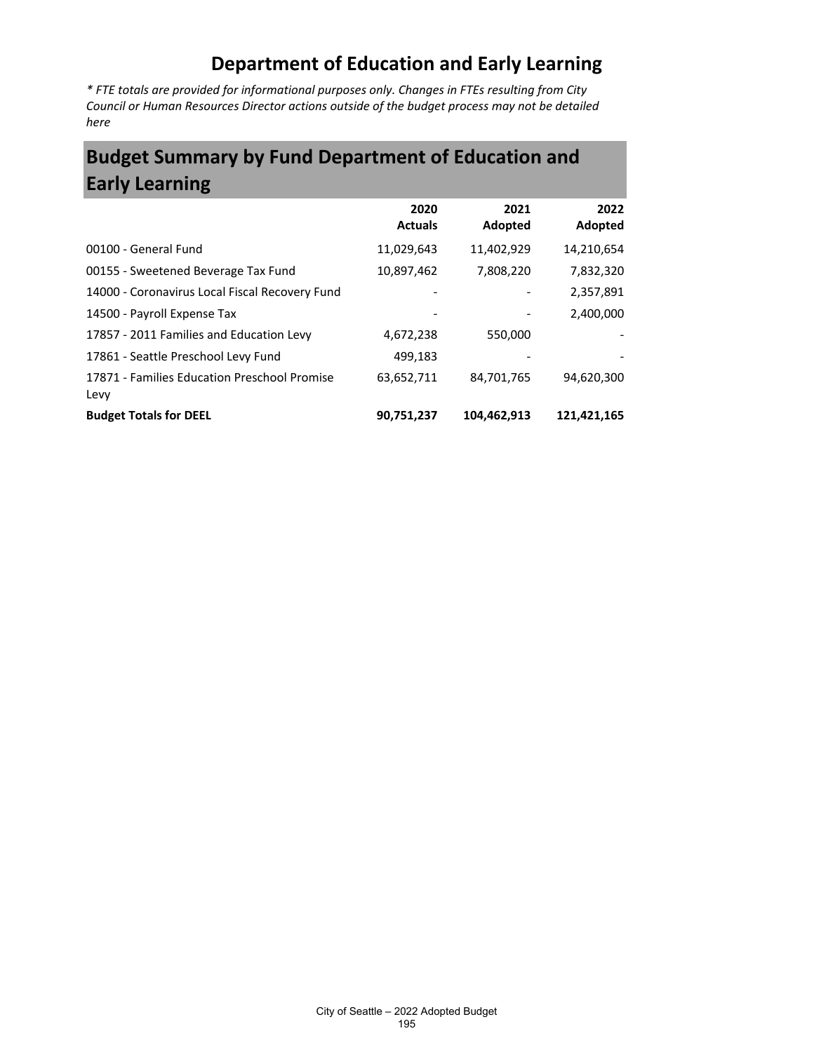# Department of Education and Early Learning

*\* FTE totals are provided for informational purposes only. Changes in FTEs resulting from City Council or Human Resources Director actions outside of the budget process may not be detailed here*

## Budget Summary by Fund Department of Education and Early Learning

| | 2020 Actuals | 2021 Adopted | 2022 Adopted |
|---|---|---|---|
| 00100 - General Fund | 11,029,643 | 11,402,929 | 14,210,654 |
| 00155 - Sweetened Beverage Tax Fund | 10,897,462 | 7,808,220 | 7,832,320 |
| 14000 - Coronavirus Local Fiscal Recovery Fund | - | - | 2,357,891 |
| 14500 - Payroll Expense Tax | - | - | 2,400,000 |
| 17857 - 2011 Families and Education Levy | 4,672,238 | 550,000 | - |
| 17861 - Seattle Preschool Levy Fund | 499,183 | - | - |
| 17871 - Families Education Preschool Promise Levy | 63,652,711 | 84,701,765 | 94,620,300 |
| **Budget Totals for DEEL** | **90,751,237** | **104,462,913** | **121,421,165** |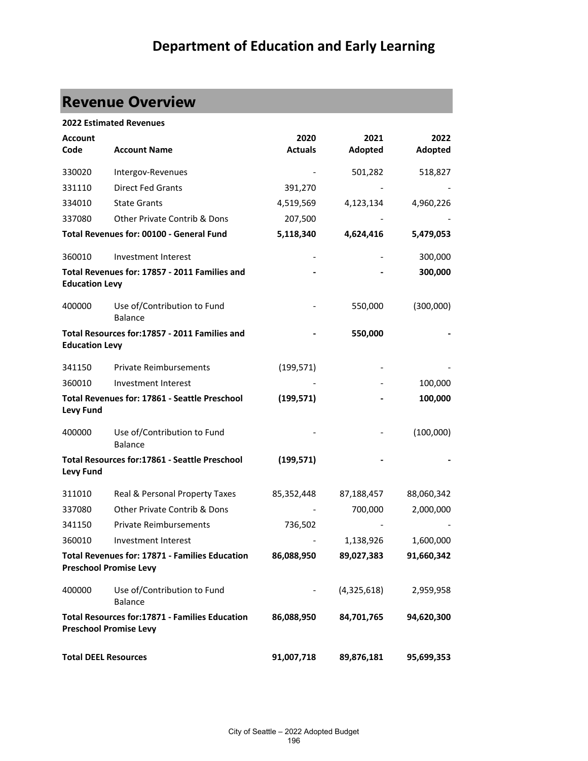# Department of Education and Early Learning

## Revenue Overview

**2022 Estimated Revenues**

| Account Code | Account Name | 2020 Actuals | 2021 Adopted | 2022 Adopted |
|---|---|---|---|---|
| 330020 | Intergov-Revenues | - | 501,282 | 518,827 |
| 331110 | Direct Fed Grants | 391,270 | - | - |
| 334010 | State Grants | 4,519,569 | 4,123,134 | 4,960,226 |
| 337080 | Other Private Contrib & Dons | 207,500 | - | - |
| **Total Revenues for: 00100 - General Fund** | | **5,118,340** | **4,624,416** | **5,479,053** |
| 360010 | Investment Interest | - | - | 300,000 |
| **Total Revenues for: 17857 - 2011 Families and Education Levy** | | **-** | **-** | **300,000** |
| 400000 | Use of/Contribution to Fund Balance | - | 550,000 | (300,000) |
| **Total Resources for:17857 - 2011 Families and Education Levy** | | **-** | **550,000** | **-** |
| 341150 | Private Reimbursements | (199,571) | - | - |
| 360010 | Investment Interest | - | - | 100,000 |
| **Total Revenues for: 17861 - Seattle Preschool Levy Fund** | | **(199,571)** | **-** | **100,000** |
| 400000 | Use of/Contribution to Fund Balance | - | - | (100,000) |
| **Total Resources for:17861 - Seattle Preschool Levy Fund** | | **(199,571)** | **-** | **-** |
| 311010 | Real & Personal Property Taxes | 85,352,448 | 87,188,457 | 88,060,342 |
| 337080 | Other Private Contrib & Dons | - | 700,000 | 2,000,000 |
| 341150 | Private Reimbursements | 736,502 | - | - |
| 360010 | Investment Interest | - | 1,138,926 | 1,600,000 |
| **Total Revenues for: 17871 - Families Education Preschool Promise Levy** | | **86,088,950** | **89,027,383** | **91,660,342** |
| 400000 | Use of/Contribution to Fund Balance | - | (4,325,618) | 2,959,958 |
| **Total Resources for:17871 - Families Education Preschool Promise Levy** | | **86,088,950** | **84,701,765** | **94,620,300** |
| **Total DEEL Resources** | | **91,007,718** | **89,876,181** | **95,699,353** |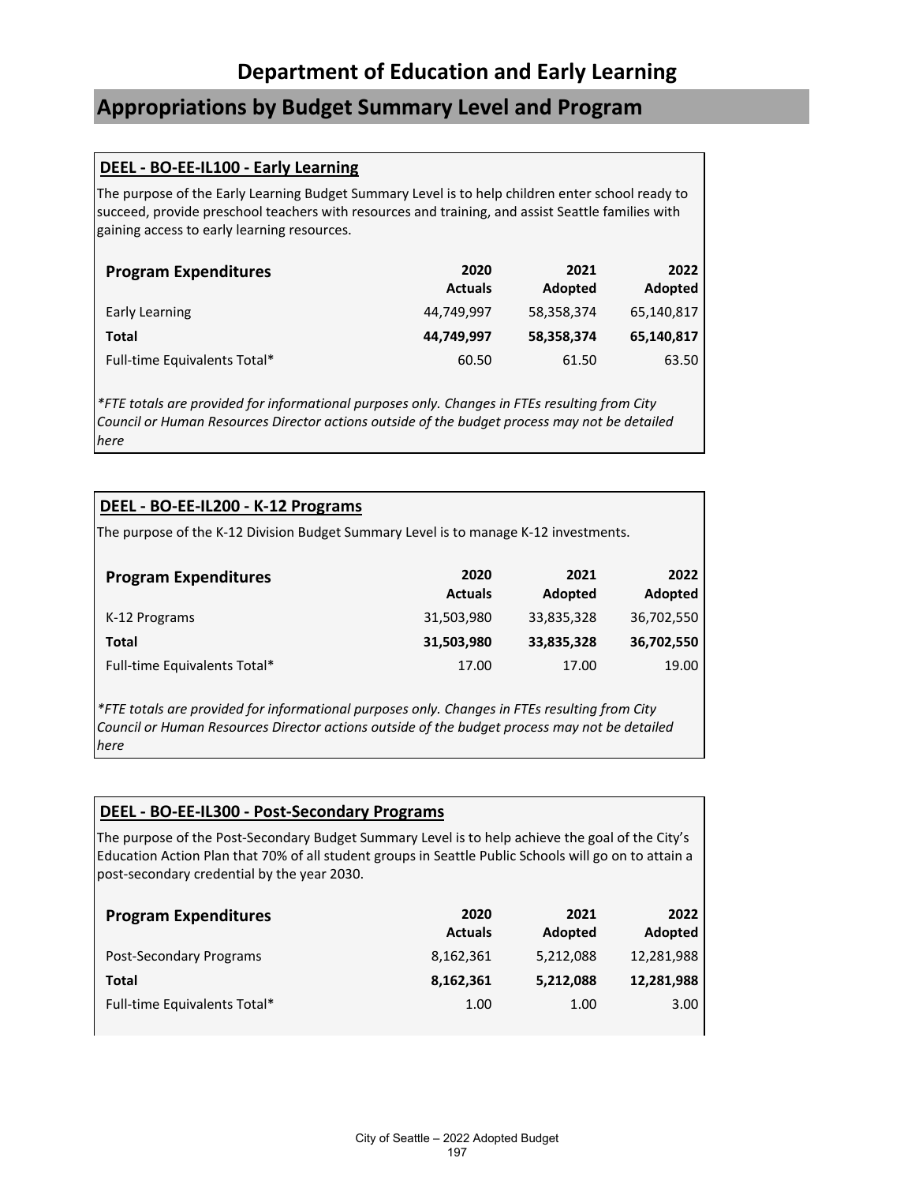# Department of Education and Early Learning

## Appropriations by Budget Summary Level and Program

### DEEL - BO-EE-IL100 - Early Learning

The purpose of the Early Learning Budget Summary Level is to help children enter school ready to succeed, provide preschool teachers with resources and training, and assist Seattle families with gaining access to early learning resources.

| Program Expenditures | 2020 Actuals | 2021 Adopted | 2022 Adopted |
|---|---|---|---|
| Early Learning | 44,749,997 | 58,358,374 | 65,140,817 |
| **Total** | **44,749,997** | **58,358,374** | **65,140,817** |
| Full-time Equivalents Total* | 60.50 | 61.50 | 63.50 |

*\*FTE totals are provided for informational purposes only. Changes in FTEs resulting from City Council or Human Resources Director actions outside of the budget process may not be detailed here*

### DEEL - BO-EE-IL200 - K-12 Programs

The purpose of the K-12 Division Budget Summary Level is to manage K-12 investments.

| Program Expenditures | 2020 Actuals | 2021 Adopted | 2022 Adopted |
|---|---|---|---|
| K-12 Programs | 31,503,980 | 33,835,328 | 36,702,550 |
| **Total** | **31,503,980** | **33,835,328** | **36,702,550** |
| Full-time Equivalents Total* | 17.00 | 17.00 | 19.00 |

*\*FTE totals are provided for informational purposes only. Changes in FTEs resulting from City Council or Human Resources Director actions outside of the budget process may not be detailed here*

### DEEL - BO-EE-IL300 - Post-Secondary Programs

The purpose of the Post-Secondary Budget Summary Level is to help achieve the goal of the City's Education Action Plan that 70% of all student groups in Seattle Public Schools will go on to attain a post-secondary credential by the year 2030.

| Program Expenditures | 2020 Actuals | 2021 Adopted | 2022 Adopted |
|---|---|---|---|
| Post-Secondary Programs | 8,162,361 | 5,212,088 | 12,281,988 |
| **Total** | **8,162,361** | **5,212,088** | **12,281,988** |
| Full-time Equivalents Total* | 1.00 | 1.00 | 3.00 |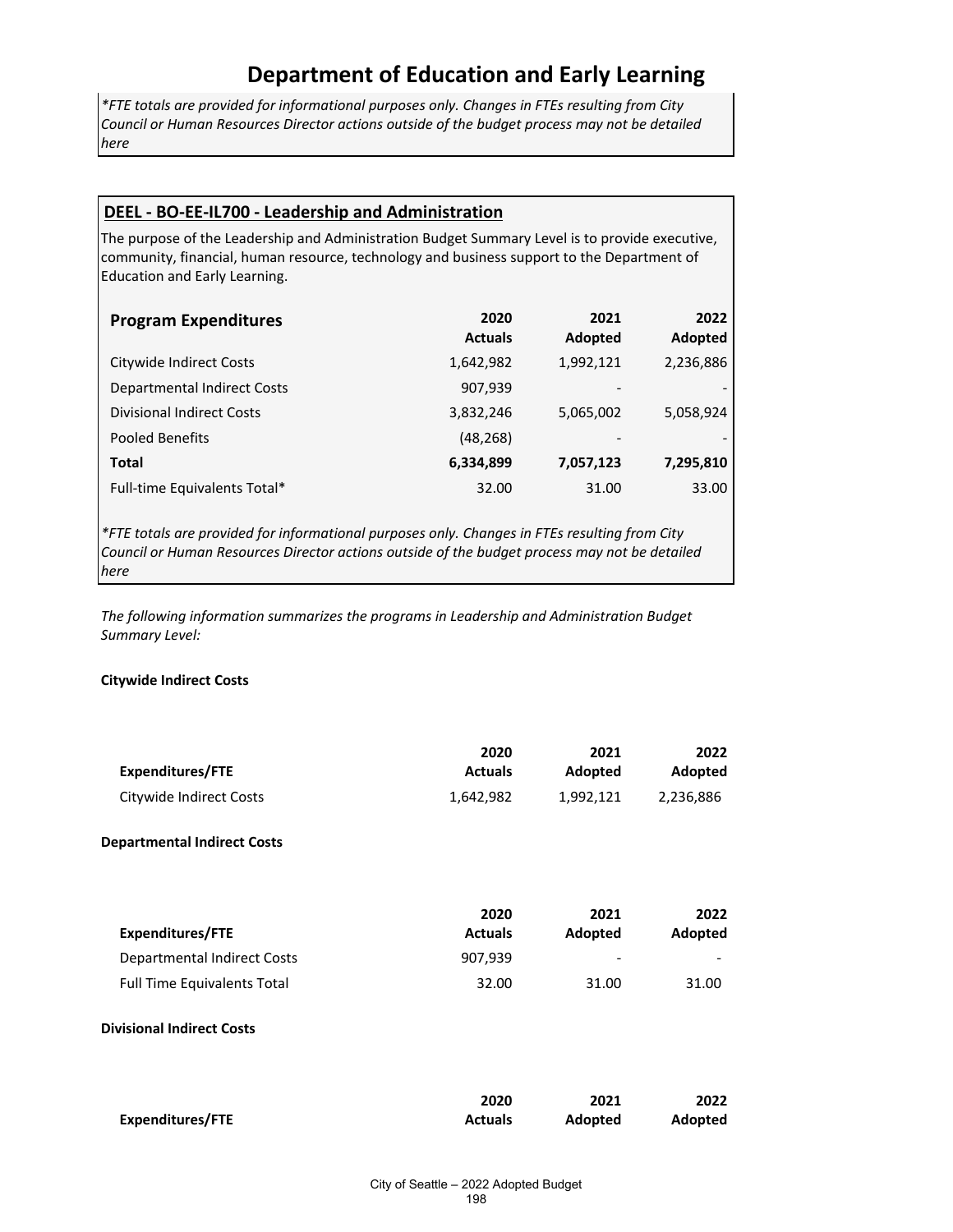# Department of Education and Early Learning

*\*FTE totals are provided for informational purposes only. Changes in FTEs resulting from City Council or Human Resources Director actions outside of the budget process may not be detailed here*

## DEEL - BO-EE-IL700 - Leadership and Administration

The purpose of the Leadership and Administration Budget Summary Level is to provide executive, community, financial, human resource, technology and business support to the Department of Education and Early Learning.

| Program Expenditures | 2020 Actuals | 2021 Adopted | 2022 Adopted |
|---|---|---|---|
| Citywide Indirect Costs | 1,642,982 | 1,992,121 | 2,236,886 |
| Departmental Indirect Costs | 907,939 | - | - |
| Divisional Indirect Costs | 3,832,246 | 5,065,002 | 5,058,924 |
| Pooled Benefits | (48,268) | - | - |
| **Total** | **6,334,899** | **7,057,123** | **7,295,810** |
| Full-time Equivalents Total* | 32.00 | 31.00 | 33.00 |

*\*FTE totals are provided for informational purposes only. Changes in FTEs resulting from City Council or Human Resources Director actions outside of the budget process may not be detailed here*

*The following information summarizes the programs in Leadership and Administration Budget Summary Level:*

**Citywide Indirect Costs**

| Expenditures/FTE | 2020 Actuals | 2021 Adopted | 2022 Adopted |
|---|---|---|---|
| Citywide Indirect Costs | 1,642,982 | 1,992,121 | 2,236,886 |

**Departmental Indirect Costs**

| Expenditures/FTE | 2020 Actuals | 2021 Adopted | 2022 Adopted |
|---|---|---|---|
| Departmental Indirect Costs | 907,939 | - | - |
| Full Time Equivalents Total | 32.00 | 31.00 | 31.00 |

**Divisional Indirect Costs**

| Expenditures/FTE | 2020 Actuals | 2021 Adopted | 2022 Adopted |
|---|---|---|---|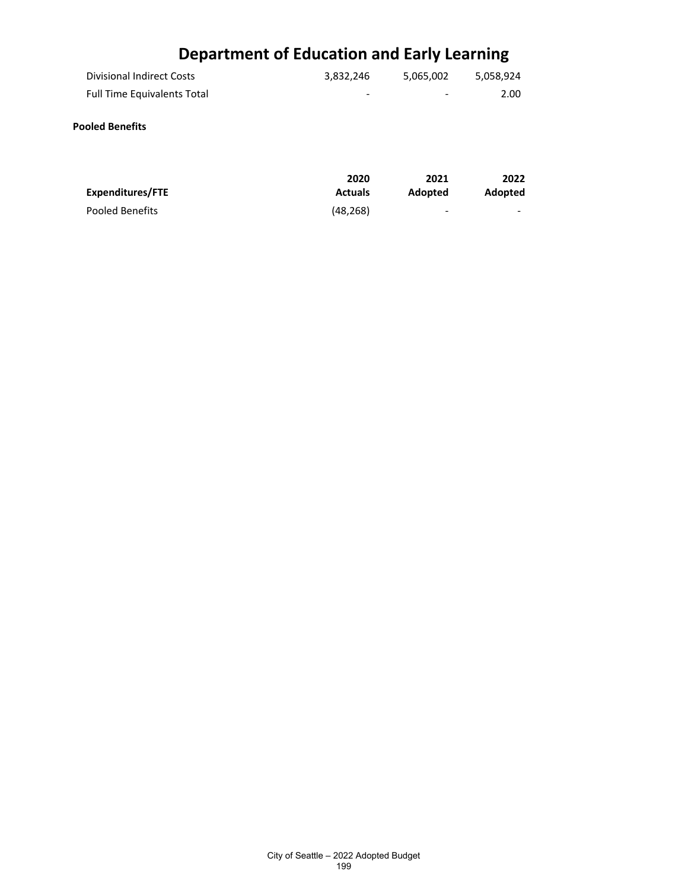# Department of Education and Early Learning

| | | | |
|---|---|---|---|
| Divisional Indirect Costs | 3,832,246 | 5,065,002 | 5,058,924 |
| Full Time Equivalents Total | - | - | 2.00 |

**Pooled Benefits**

| Expenditures/FTE | 2020 Actuals | 2021 Adopted | 2022 Adopted |
|---|---|---|---|
| Pooled Benefits | (48,268) | - | - |